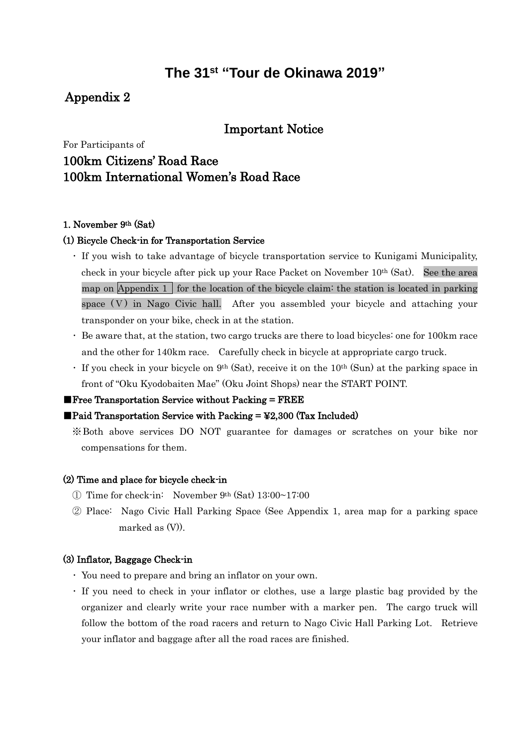# The 31st "Tour de Okinawa 2019"

## Appendix 2

### Important Notice

For Participants of

## 100km Citizens' Road Race
## 100km International Women's Road Race

**1. November 9th (Sat)**

**(1) Bicycle Check-in for Transportation Service**

- If you wish to take advantage of bicycle transportation service to Kunigami Municipality, check in your bicycle after pick up your Race Packet on November 10th (Sat). See the area map on Appendix 1 for the location of the bicycle claim: the station is located in parking space（Ⅴ）in Nago Civic hall. After you assembled your bicycle and attaching your transponder on your bike, check in at the station.
- Be aware that, at the station, two cargo trucks are there to load bicycles: one for 100km race and the other for 140km race. Carefully check in bicycle at appropriate cargo truck.
- If you check in your bicycle on 9th (Sat), receive it on the 10th (Sun) at the parking space in front of "Oku Kyodobaiten Mae" (Oku Joint Shops) near the START POINT.

**■Free Transportation Service without Packing = FREE**

**■Paid Transportation Service with Packing = ¥2,300 (Tax Included)**

※Both above services DO NOT guarantee for damages or scratches on your bike nor compensations for them.

**(2) Time and place for bicycle check-in**

① Time for check-in: November 9th (Sat) 13:00~17:00

② Place: Nago Civic Hall Parking Space (See Appendix 1, area map for a parking space marked as (V)).

**(3) Inflator, Baggage Check-in**

- You need to prepare and bring an inflator on your own.
- If you need to check in your inflator or clothes, use a large plastic bag provided by the organizer and clearly write your race number with a marker pen. The cargo truck will follow the bottom of the road racers and return to Nago Civic Hall Parking Lot. Retrieve your inflator and baggage after all the road races are finished.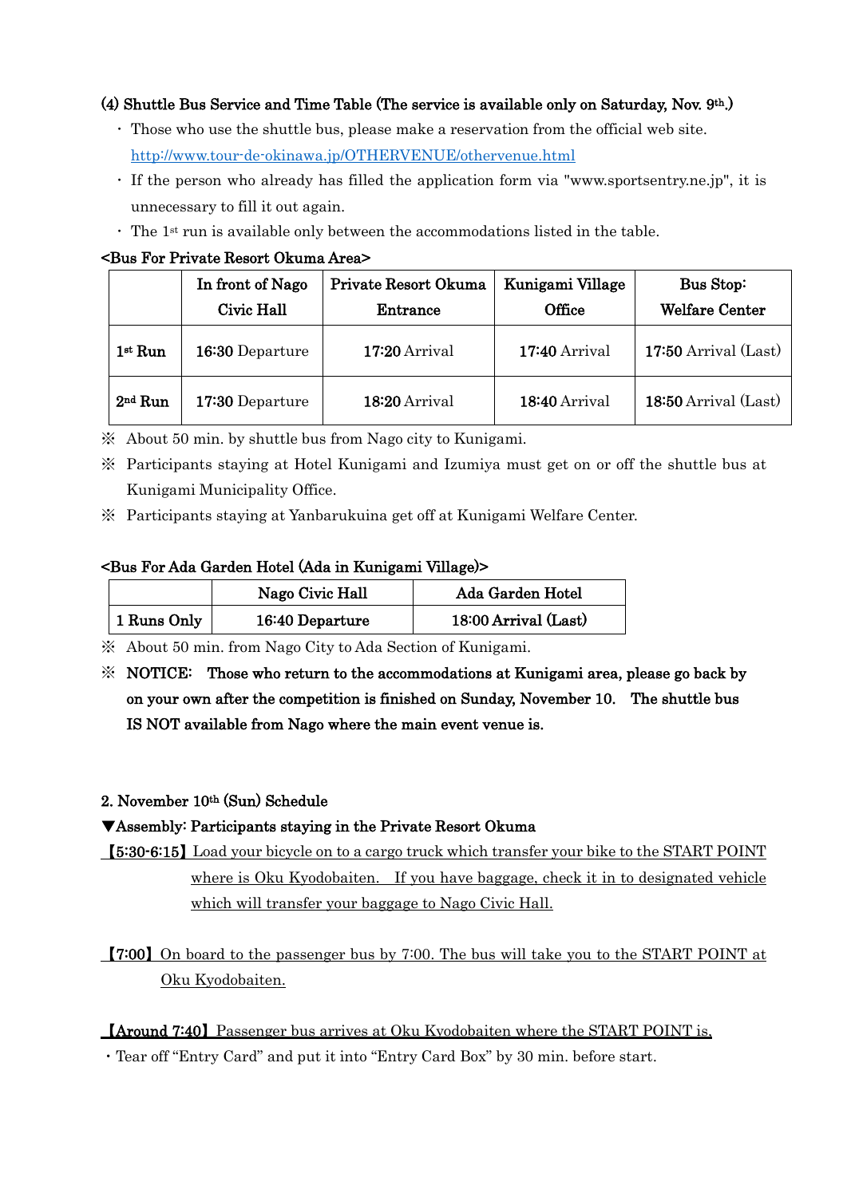### (4) Shuttle Bus Service and Time Table (The service is available only on Saturday, Nov. 9th.)

- Those who use the shuttle bus, please make a reservation from the official web site. http://www.tour-de-okinawa.jp/OTHERVENUE/othervenue.html
- If the person who already has filled the application form via "www.sportsentry.ne.jp", it is unnecessary to fill it out again.
- The 1st run is available only between the accommodations listed in the table.

**<Bus For Private Resort Okuma Area>**

| | In front of Nago Civic Hall | Private Resort Okuma Entrance | Kunigami Village Office | Bus Stop: Welfare Center |
|---|---|---|---|---|
| 1st Run | 16:30 Departure | 17:20 Arrival | 17:40 Arrival | 17:50 Arrival (Last) |
| 2nd Run | 17:30 Departure | 18:20 Arrival | 18:40 Arrival | 18:50 Arrival (Last) |

※ About 50 min. by shuttle bus from Nago city to Kunigami.

※ Participants staying at Hotel Kunigami and Izumiya must get on or off the shuttle bus at Kunigami Municipality Office.

※ Participants staying at Yanbarukuina get off at Kunigami Welfare Center.

**<Bus For Ada Garden Hotel (Ada in Kunigami Village)>**

| | Nago Civic Hall | Ada Garden Hotel |
|---|---|---|
| 1 Runs Only | 16:40 Departure | 18:00 Arrival (Last) |

※ About 50 min. from Nago City to Ada Section of Kunigami.

※ **NOTICE: Those who return to the accommodations at Kunigami area, please go back by on your own after the competition is finished on Sunday, November 10. The shuttle bus IS NOT available from Nago where the main event venue is.**

## 2. November 10th (Sun) Schedule

**▼Assembly: Participants staying in the Private Resort Okuma**

**【5:30-6:15】** Load your bicycle on to a cargo truck which transfer your bike to the START POINT where is Oku Kyodobaiten. If you have baggage, check it in to designated vehicle which will transfer your baggage to Nago Civic Hall.

**【7:00】** On board to the passenger bus by 7:00. The bus will take you to the START POINT at Oku Kyodobaiten.

**【Around 7:40】** Passenger bus arrives at Oku Kyodobaiten where the START POINT is.

- Tear off "Entry Card" and put it into "Entry Card Box" by 30 min. before start.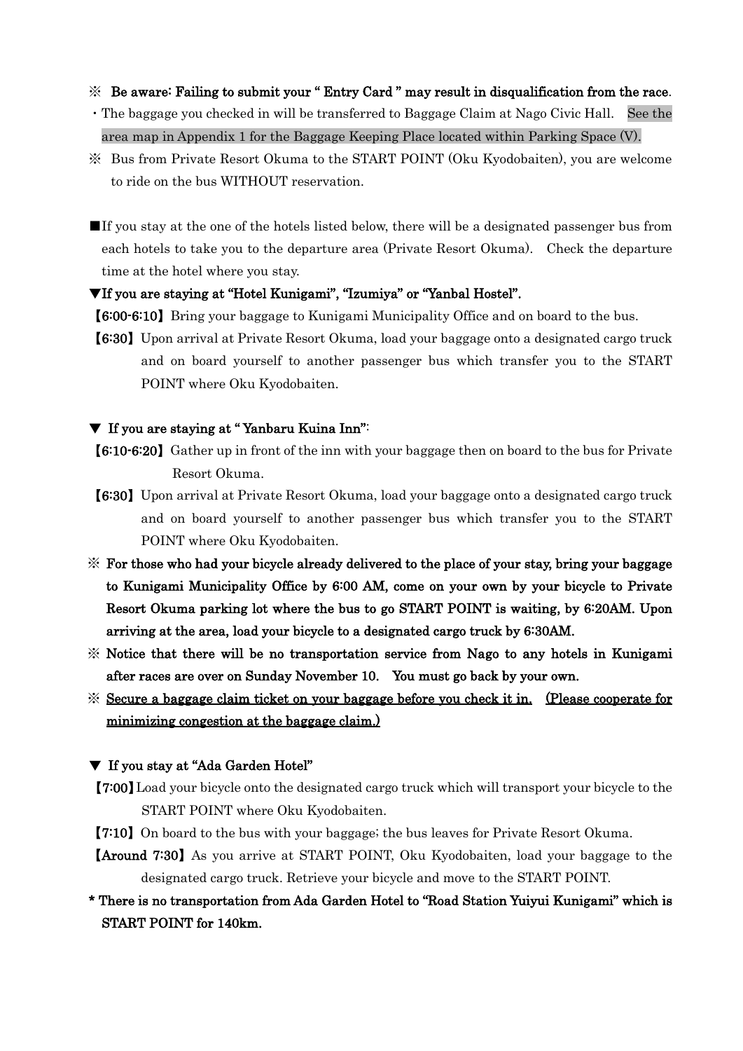※ **Be aware: Failing to submit your " Entry Card " may result in disqualification from the race.**

・The baggage you checked in will be transferred to Baggage Claim at Nago Civic Hall. See the area map in Appendix 1 for the Baggage Keeping Place located within Parking Space (V).

※ Bus from Private Resort Okuma to the START POINT (Oku Kyodobaiten), you are welcome to ride on the bus WITHOUT reservation.

■If you stay at the one of the hotels listed below, there will be a designated passenger bus from each hotels to take you to the departure area (Private Resort Okuma). Check the departure time at the hotel where you stay.

**▼If you are staying at "Hotel Kunigami", "Izumiya" or "Yanbal Hostel".**

**【6:00-6:10】** Bring your baggage to Kunigami Municipality Office and on board to the bus.

**【6:30】** Upon arrival at Private Resort Okuma, load your baggage onto a designated cargo truck and on board yourself to another passenger bus which transfer you to the START POINT where Oku Kyodobaiten.

**▼ If you are staying at " Yanbaru Kuina Inn":**

**【6:10-6:20】** Gather up in front of the inn with your baggage then on board to the bus for Private Resort Okuma.

**【6:30】** Upon arrival at Private Resort Okuma, load your baggage onto a designated cargo truck and on board yourself to another passenger bus which transfer you to the START POINT where Oku Kyodobaiten.

※ **For those who had your bicycle already delivered to the place of your stay, bring your baggage to Kunigami Municipality Office by 6:00 AM, come on your own by your bicycle to Private Resort Okuma parking lot where the bus to go START POINT is waiting, by 6:20AM. Upon arriving at the area, load your bicycle to a designated cargo truck by 6:30AM.**

※ **Notice that there will be no transportation service from Nago to any hotels in Kunigami after races are over on Sunday November 10. You must go back by your own.**

※ **Secure a baggage claim ticket on your baggage before you check it in. (Please cooperate for minimizing congestion at the baggage claim.)**

**▼ If you stay at "Ada Garden Hotel"**

**【7:00】** Load your bicycle onto the designated cargo truck which will transport your bicycle to the START POINT where Oku Kyodobaiten.

**【7:10】** On board to the bus with your baggage; the bus leaves for Private Resort Okuma.

**【Around 7:30】** As you arrive at START POINT, Oku Kyodobaiten, load your baggage to the designated cargo truck. Retrieve your bicycle and move to the START POINT.

**\* There is no transportation from Ada Garden Hotel to "Road Station Yuiyui Kunigami" which is START POINT for 140km.**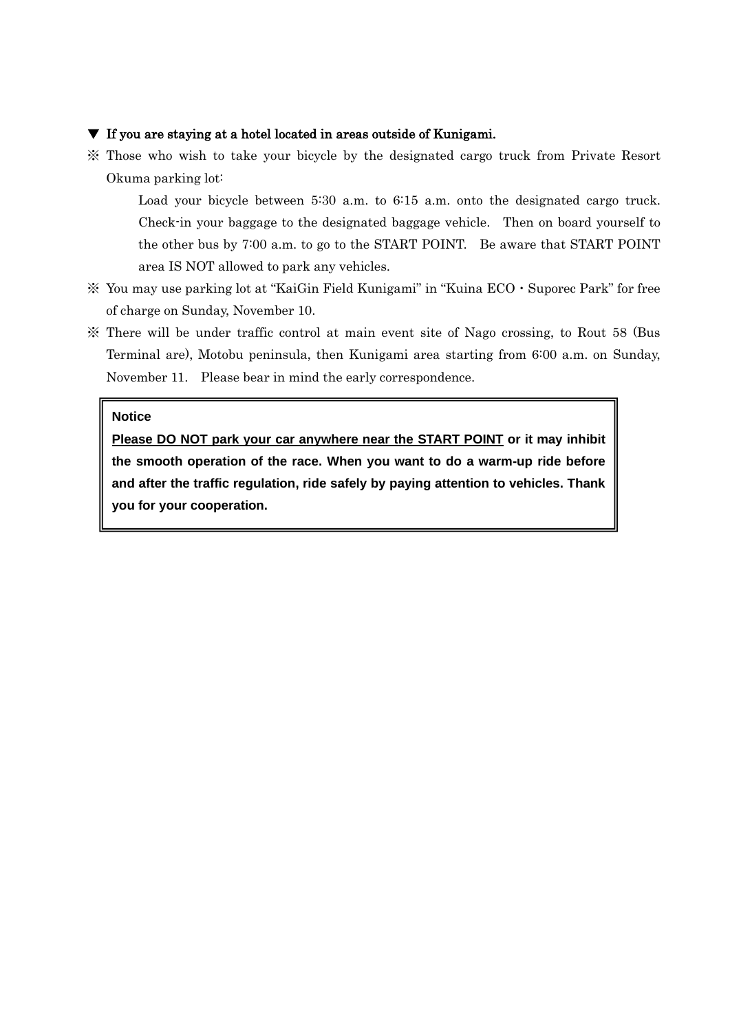▼ **If you are staying at a hotel located in areas outside of Kunigami.**

※ Those who wish to take your bicycle by the designated cargo truck from Private Resort Okuma parking lot:

Load your bicycle between 5:30 a.m. to 6:15 a.m. onto the designated cargo truck. Check-in your baggage to the designated baggage vehicle. Then on board yourself to the other bus by 7:00 a.m. to go to the START POINT. Be aware that START POINT area IS NOT allowed to park any vehicles.

※ You may use parking lot at "KaiGin Field Kunigami" in "Kuina ECO・Suporec Park" for free of charge on Sunday, November 10.

※ There will be under traffic control at main event site of Nago crossing, to Rout 58 (Bus Terminal are), Motobu peninsula, then Kunigami area starting from 6:00 a.m. on Sunday, November 11. Please bear in mind the early correspondence.

**Notice**

**Please DO NOT park your car anywhere near the START POINT or it may inhibit the smooth operation of the race. When you want to do a warm-up ride before and after the traffic regulation, ride safely by paying attention to vehicles. Thank you for your cooperation.**